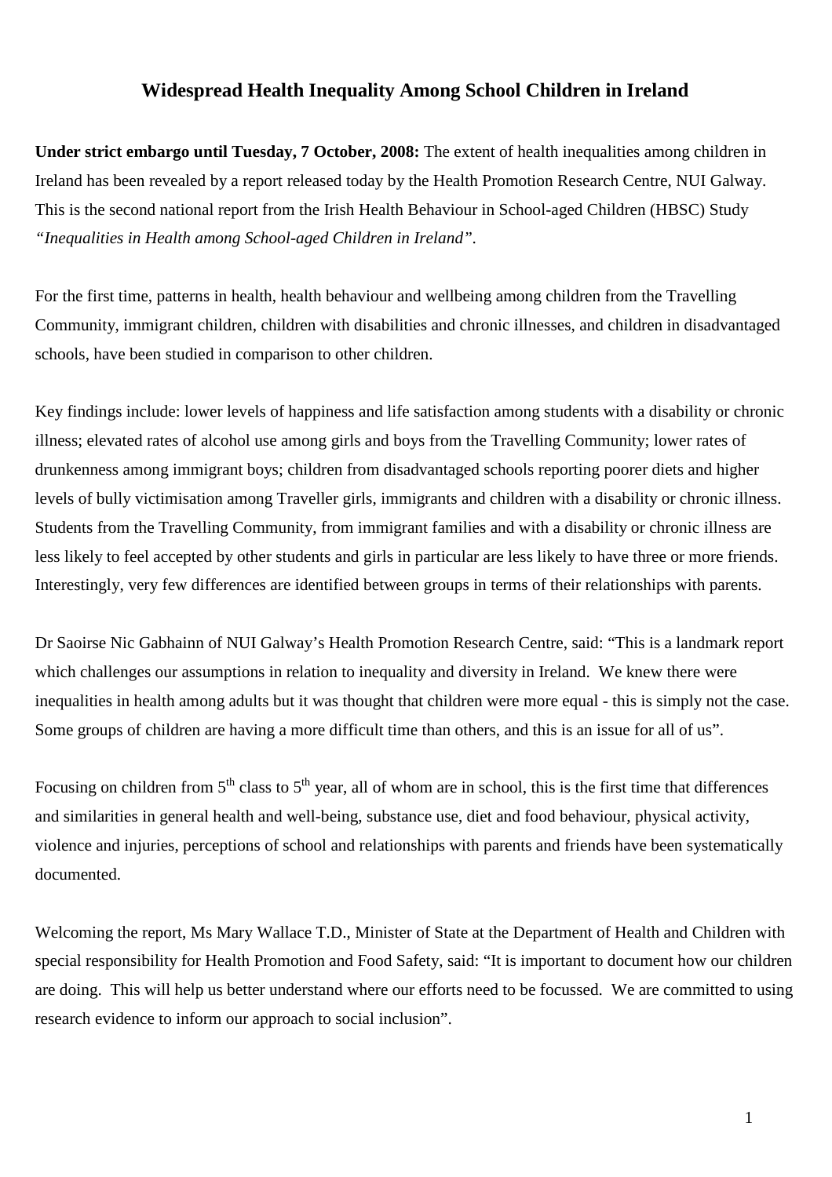# Widespread Health Inequality Among School Children in Ireland

**Under strict embargo until Tuesday, 7 October, 2008:** The extent of health inequalities among children in Ireland has been revealed by a report released today by the Health Promotion Research Centre, NUI Galway. This is the second national report from the Irish Health Behaviour in School-aged Children (HBSC) Study *"Inequalities in Health among School-aged Children in Ireland"*.

For the first time, patterns in health, health behaviour and wellbeing among children from the Travelling Community, immigrant children, children with disabilities and chronic illnesses, and children in disadvantaged schools, have been studied in comparison to other children.

Key findings include: lower levels of happiness and life satisfaction among students with a disability or chronic illness; elevated rates of alcohol use among girls and boys from the Travelling Community; lower rates of drunkenness among immigrant boys; children from disadvantaged schools reporting poorer diets and higher levels of bully victimisation among Traveller girls, immigrants and children with a disability or chronic illness. Students from the Travelling Community, from immigrant families and with a disability or chronic illness are less likely to feel accepted by other students and girls in particular are less likely to have three or more friends. Interestingly, very few differences are identified between groups in terms of their relationships with parents.

Dr Saoirse Nic Gabhainn of NUI Galway's Health Promotion Research Centre, said: "This is a landmark report which challenges our assumptions in relation to inequality and diversity in Ireland. We knew there were inequalities in health among adults but it was thought that children were more equal - this is simply not the case. Some groups of children are having a more difficult time than others, and this is an issue for all of us".

Focusing on children from 5th class to 5th year, all of whom are in school, this is the first time that differences and similarities in general health and well-being, substance use, diet and food behaviour, physical activity, violence and injuries, perceptions of school and relationships with parents and friends have been systematically documented.

Welcoming the report, Ms Mary Wallace T.D., Minister of State at the Department of Health and Children with special responsibility for Health Promotion and Food Safety, said: "It is important to document how our children are doing. This will help us better understand where our efforts need to be focussed. We are committed to using research evidence to inform our approach to social inclusion".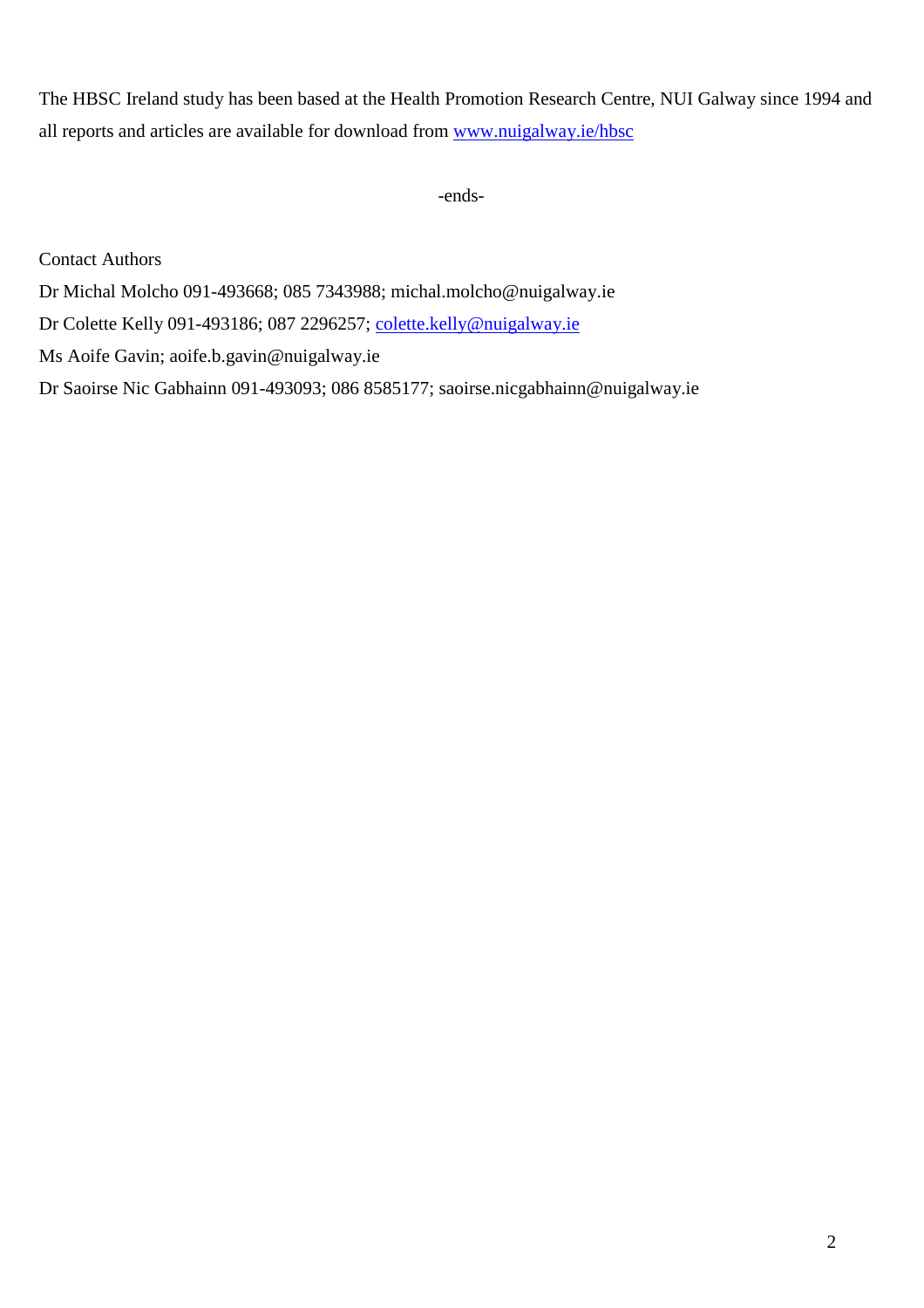The HBSC Ireland study has been based at the Health Promotion Research Centre, NUI Galway since 1994 and all reports and articles are available for download from www.nuigalway.ie/hbsc

-ends-

Contact Authors

Dr Michal Molcho 091-493668; 085 7343988; michal.molcho@nuigalway.ie

Dr Colette Kelly 091-493186; 087 2296257; colette.kelly@nuigalway.ie

Ms Aoife Gavin; aoife.b.gavin@nuigalway.ie

Dr Saoirse Nic Gabhainn 091-493093; 086 8585177; saoirse.nicgabhainn@nuigalway.ie